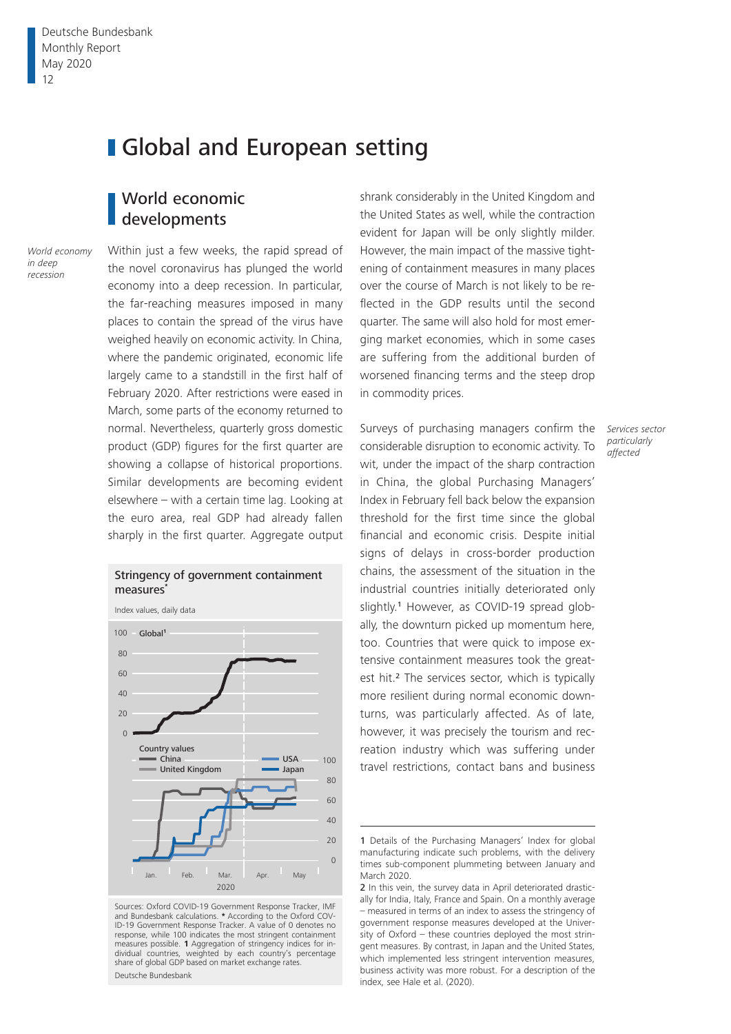# Global and European setting

## World economic developments

*World economy in deep recession*

Within just a few weeks, the rapid spread of the novel coronavirus has plunged the world economy into a deep recession. In particular, the far-reaching measures imposed in many places to contain the spread of the virus have weighed heavily on economic activity. In China, where the pandemic originated, economic life largely came to a standstill in the first half of February 2020. After restrictions were eased in March, some parts of the economy returned to normal. Nevertheless, quarterly gross domestic product (GDP) figures for the first quarter are showing a collapse of historical proportions. Similar developments are becoming evident elsewhere – with a certain time lag. Looking at the euro area, real GDP had already fallen sharply in the first quarter. Aggregate output shrank considerably in the United Kingdom and the United States as well, while the contraction evident for Japan will be only slightly milder. However, the main impact of the massive tightening of containment measures in many places over the course of March is not likely to be reflected in the GDP results until the second quarter. The same will also hold for most emerging market economies, which in some cases are suffering from the additional burden of worsened financing terms and the steep drop in commodity prices.

**Stringency of government containment measures***

Index values, daily data

Sources: Oxford COVID-19 Government Response Tracker, IMF and Bundesbank calculations. * According to the Oxford COVID-19 Government Response Tracker. A value of 0 denotes no response, while 100 indicates the most stringent containment measures possible. 1 Aggregation of stringency indices for individual countries, weighted by each country's percentage share of global GDP based on market exchange rates.

Deutsche Bundesbank

*Services sector particularly affected*

Surveys of purchasing managers confirm the considerable disruption to economic activity. To wit, under the impact of the sharp contraction in China, the global Purchasing Managers' Index in February fell back below the expansion threshold for the first time since the global financial and economic crisis. Despite initial signs of delays in cross-border production chains, the assessment of the situation in the industrial countries initially deteriorated only slightly.[1] However, as COVID-19 spread globally, the downturn picked up momentum here, too. Countries that were quick to impose extensive containment measures took the greatest hit.[2] The services sector, which is typically more resilient during normal economic downturns, was particularly affected. As of late, however, it was precisely the tourism and recreation industry which was suffering under travel restrictions, contact bans and business

---

1 Details of the Purchasing Managers' Index for global manufacturing indicate such problems, with the delivery times sub-component plummeting between January and March 2020.

2 In this vein, the survey data in April deteriorated drastically for India, Italy, France and Spain. On a monthly average – measured in terms of an index to assess the stringency of government response measures developed at the University of Oxford – these countries deployed the most stringent measures. By contrast, in Japan and the United States, which implemented less stringent intervention measures, business activity was more robust. For a description of the index, see Hale et al. (2020).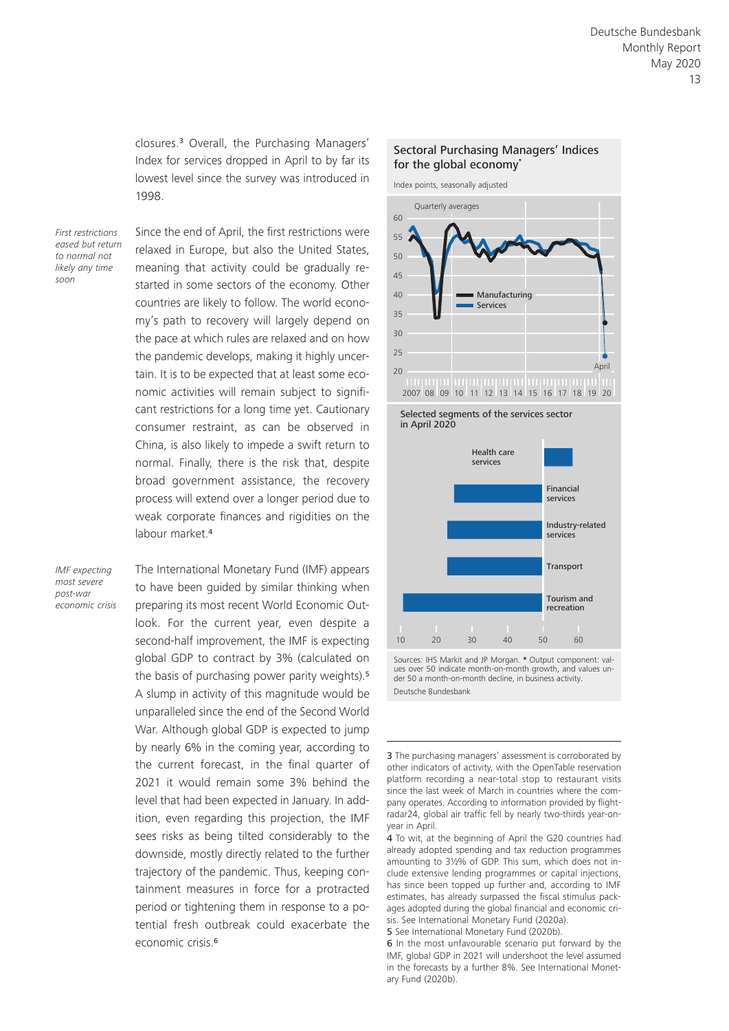closures.[3] Overall, the Purchasing Managers' Index for services dropped in April to by far its lowest level since the survey was introduced in 1998.

*First restrictions eased but return to normal not likely any time soon*

Since the end of April, the first restrictions were relaxed in Europe, but also the United States, meaning that activity could be gradually restarted in some sectors of the economy. Other countries are likely to follow. The world economy's path to recovery will largely depend on the pace at which rules are relaxed and on how the pandemic develops, making it highly uncertain. It is to be expected that at least some economic activities will remain subject to significant restrictions for a long time yet. Cautionary consumer restraint, as can be observed in China, is also likely to impede a swift return to normal. Finally, there is the risk that, despite broad government assistance, the recovery process will extend over a longer period due to weak corporate finances and rigidities on the labour market.[4]

*IMF expecting most severe post-war economic crisis*

The International Monetary Fund (IMF) appears to have been guided by similar thinking when preparing its most recent World Economic Outlook. For the current year, even despite a second-half improvement, the IMF is expecting global GDP to contract by 3% (calculated on the basis of purchasing power parity weights).[5] A slump in activity of this magnitude would be unparalleled since the end of the Second World War. Although global GDP is expected to jump by nearly 6% in the coming year, according to the current forecast, in the final quarter of 2021 it would remain some 3% behind the level that had been expected in January. In addition, even regarding this projection, the IMF sees risks as being tilted considerably to the downside, mostly directly related to the further trajectory of the pandemic. Thus, keeping containment measures in force for a protracted period or tightening them in response to a potential fresh outbreak could exacerbate the economic crisis.[6]

**Sectoral Purchasing Managers' Indices for the global economy***

Index points, seasonally adjusted

Quarterly averages

Manufacturing
Services

April

2007 08 09 10 11 12 13 14 15 16 17 18 19 20

Selected segments of the services sector in April 2020

Health care services
Financial services
Industry-related services
Transport
Tourism and recreation

10 20 30 40 50 60

Sources: IHS Markit and JP Morgan. * Output component: values over 50 indicate month-on-month growth, and values under 50 a month-on-month decline, in business activity.
Deutsche Bundesbank

---

3 The purchasing managers' assessment is corroborated by other indicators of activity, with the OpenTable reservation platform recording a near-total stop to restaurant visits since the last week of March in countries where the company operates. According to information provided by flightradar24, global air traffic fell by nearly two-thirds year-on-year in April.

4 To wit, at the beginning of April the G20 countries had already adopted spending and tax reduction programmes amounting to 3½% of GDP. This sum, which does not include extensive lending programmes or capital injections, has since been topped up further and, according to IMF estimates, has already surpassed the fiscal stimulus packages adopted during the global financial and economic crisis. See International Monetary Fund (2020a).

5 See International Monetary Fund (2020b).

6 In the most unfavourable scenario put forward by the IMF, global GDP in 2021 will undershoot the level assumed in the forecasts by a further 8%. See International Monetary Fund (2020b).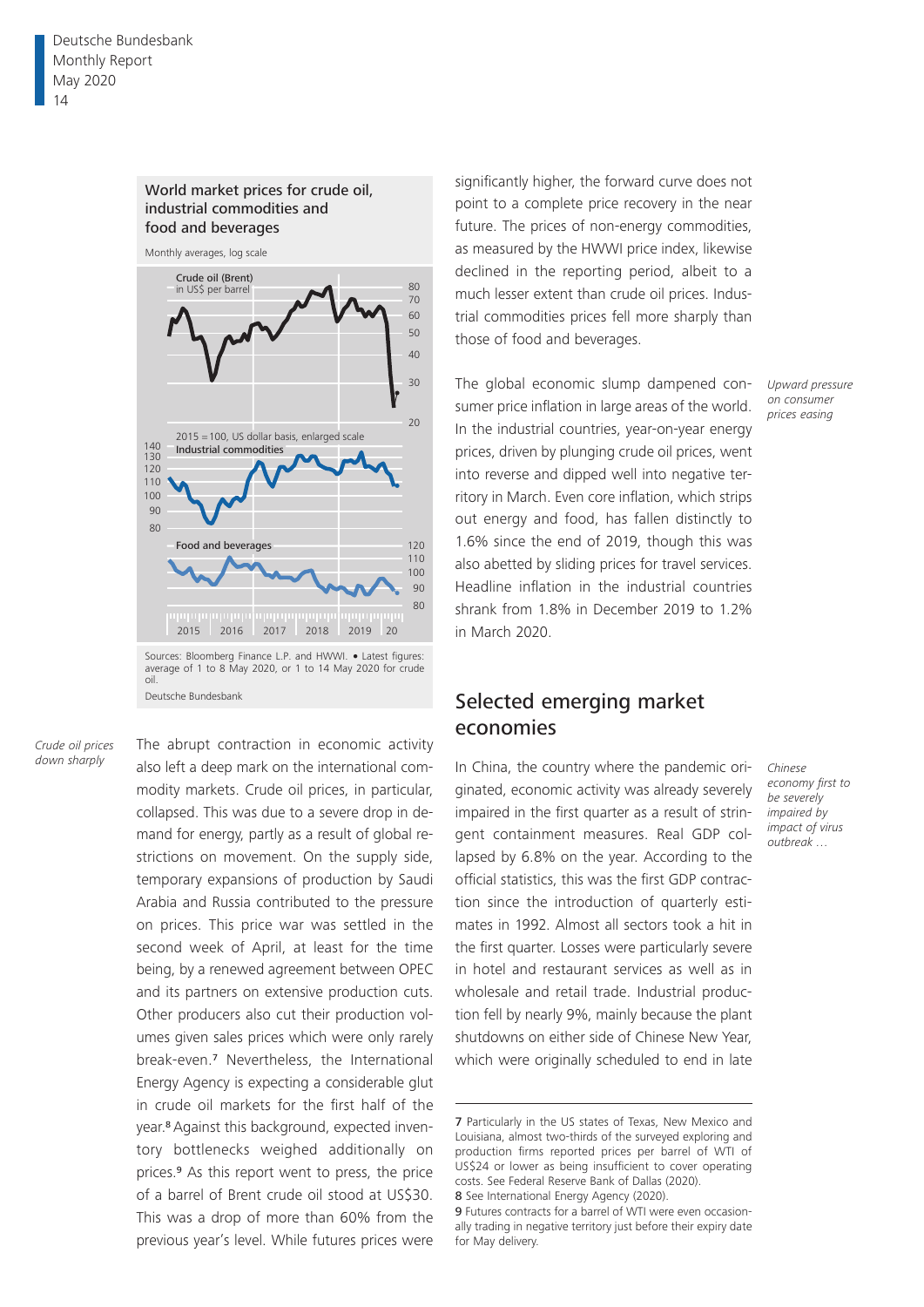World market prices for crude oil, industrial commodities and food and beverages

Monthly averages, log scale

Sources: Bloomberg Finance L.P. and HWWI. • Latest figures: average of 1 to 8 May 2020, or 1 to 14 May 2020 for crude oil.

Deutsche Bundesbank

*Crude oil prices down sharply*

The abrupt contraction in economic activity also left a deep mark on the international commodity markets. Crude oil prices, in particular, collapsed. This was due to a severe drop in demand for energy, partly as a result of global restrictions on movement. On the supply side, temporary expansions of production by Saudi Arabia and Russia contributed to the pressure on prices. This price war was settled in the second week of April, at least for the time being, by a renewed agreement between OPEC and its partners on extensive production cuts. Other producers also cut their production volumes given sales prices which were only rarely break-even.[7] Nevertheless, the International Energy Agency is expecting a considerable glut in crude oil markets for the first half of the year.[8] Against this background, expected inventory bottlenecks weighed additionally on prices.[9] As this report went to press, the price of a barrel of Brent crude oil stood at US$30. This was a drop of more than 60% from the previous year's level. While futures prices were significantly higher, the forward curve does not point to a complete price recovery in the near future. The prices of non-energy commodities, as measured by the HWWI price index, likewise declined in the reporting period, albeit to a much lesser extent than crude oil prices. Industrial commodities prices fell more sharply than those of food and beverages.

*Upward pressure on consumer prices easing*

The global economic slump dampened consumer price inflation in large areas of the world. In the industrial countries, year-on-year energy prices, driven by plunging crude oil prices, went into reverse and dipped well into negative territory in March. Even core inflation, which strips out energy and food, has fallen distinctly to 1.6% since the end of 2019, though this was also abetted by sliding prices for travel services. Headline inflation in the industrial countries shrank from 1.8% in December 2019 to 1.2% in March 2020.

## Selected emerging market economies

*Chinese economy first to be severely impaired by impact of virus outbreak …*

In China, the country where the pandemic originated, economic activity was already severely impaired in the first quarter as a result of stringent containment measures. Real GDP collapsed by 6.8% on the year. According to the official statistics, this was the first GDP contraction since the introduction of quarterly estimates in 1992. Almost all sectors took a hit in the first quarter. Losses were particularly severe in hotel and restaurant services as well as in wholesale and retail trade. Industrial production fell by nearly 9%, mainly because the plant shutdowns on either side of Chinese New Year, which were originally scheduled to end in late

---

7 Particularly in the US states of Texas, New Mexico and Louisiana, almost two-thirds of the surveyed exploring and production firms reported prices per barrel of WTI of US$24 or lower as being insufficient to cover operating costs. See Federal Reserve Bank of Dallas (2020).

8 See International Energy Agency (2020).

9 Futures contracts for a barrel of WTI were even occasionally trading in negative territory just before their expiry date for May delivery.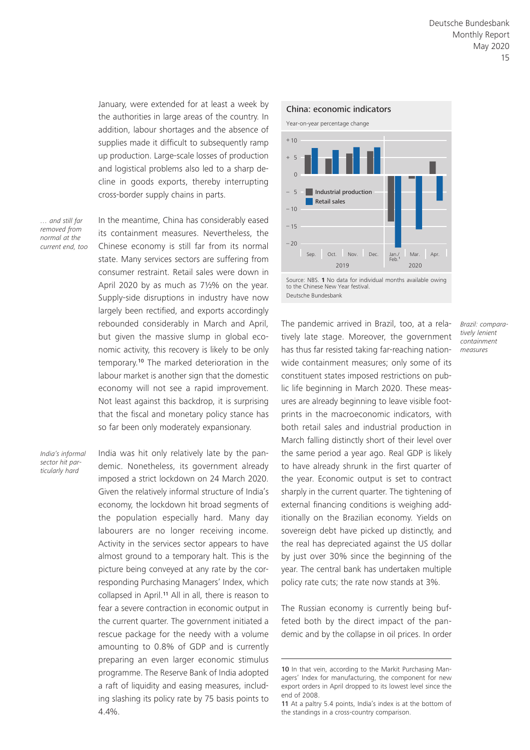January, were extended for at least a week by the authorities in large areas of the country. In addition, labour shortages and the absence of supplies made it difficult to subsequently ramp up production. Large-scale losses of production and logistical problems also led to a sharp decline in goods exports, thereby interrupting cross-border supply chains in parts.

*… and still far removed from normal at the current end, too*

In the meantime, China has considerably eased its containment measures. Nevertheless, the Chinese economy is still far from its normal state. Many services sectors are suffering from consumer restraint. Retail sales were down in April 2020 by as much as 7½% on the year. Supply-side disruptions in industry have now largely been rectified, and exports accordingly rebounded considerably in March and April, but given the massive slump in global economic activity, this recovery is likely to be only temporary.[10] The marked deterioration in the labour market is another sign that the domestic economy will not see a rapid improvement. Not least against this backdrop, it is surprising that the fiscal and monetary policy stance has so far been only moderately expansionary.

*India's informal sector hit particularly hard*

India was hit only relatively late by the pandemic. Nonetheless, its government already imposed a strict lockdown on 24 March 2020. Given the relatively informal structure of India's economy, the lockdown hit broad segments of the population especially hard. Many day labourers are no longer receiving income. Activity in the services sector appears to have almost ground to a temporary halt. This is the picture being conveyed at any rate by the corresponding Purchasing Managers' Index, which collapsed in April.[11] All in all, there is reason to fear a severe contraction in economic output in the current quarter. The government initiated a rescue package for the needy with a volume amounting to 0.8% of GDP and is currently preparing an even larger economic stimulus programme. The Reserve Bank of India adopted a raft of liquidity and easing measures, including slashing its policy rate by 75 basis points to 4.4%.

**China: economic indicators**

Year-on-year percentage change

Source: NBS. 1 No data for individual months available owing to the Chinese New Year festival.

Deutsche Bundesbank

*Brazil: comparatively lenient containment measures*

The pandemic arrived in Brazil, too, at a relatively late stage. Moreover, the government has thus far resisted taking far-reaching nationwide containment measures; only some of its constituent states imposed restrictions on public life beginning in March 2020. These measures are already beginning to leave visible footprints in the macroeconomic indicators, with both retail sales and industrial production in March falling distinctly short of their level over the same period a year ago. Real GDP is likely to have already shrunk in the first quarter of the year. Economic output is set to contract sharply in the current quarter. The tightening of external financing conditions is weighing additionally on the Brazilian economy. Yields on sovereign debt have picked up distinctly, and the real has depreciated against the US dollar by just over 30% since the beginning of the year. The central bank has undertaken multiple policy rate cuts; the rate now stands at 3%.

The Russian economy is currently being buffeted both by the direct impact of the pandemic and by the collapse in oil prices. In order

10 In that vein, according to the Markit Purchasing Managers' Index for manufacturing, the component for new export orders in April dropped to its lowest level since the end of 2008.

11 At a paltry 5.4 points, India's index is at the bottom of the standings in a cross-country comparison.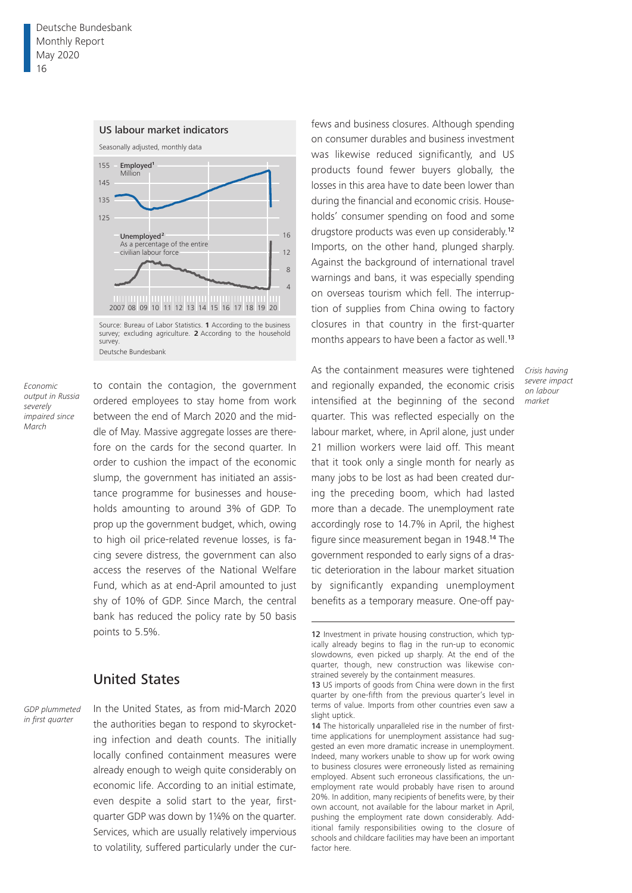**US labour market indicators**

Seasonally adjusted, monthly data

Source: Bureau of Labor Statistics. **1** According to the business survey; excluding agriculture. **2** According to the household survey.

Deutsche Bundesbank

*Economic output in Russia severely impaired since March*

to contain the contagion, the government ordered employees to stay home from work between the end of March 2020 and the middle of May. Massive aggregate losses are therefore on the cards for the second quarter. In order to cushion the impact of the economic slump, the government has initiated an assistance programme for businesses and households amounting to around 3% of GDP. To prop up the government budget, which, owing to high oil price-related revenue losses, is facing severe distress, the government can also access the reserves of the National Welfare Fund, which as at end-April amounted to just shy of 10% of GDP. Since March, the central bank has reduced the policy rate by 50 basis points to 5.5%.

## United States

*GDP plummeted in first quarter*

In the United States, as from mid-March 2020 the authorities began to respond to skyrocketing infection and death counts. The initially locally confined containment measures were already enough to weigh quite considerably on economic life. According to an initial estimate, even despite a solid start to the year, first-quarter GDP was down by 1¼% on the quarter. Services, which are usually relatively impervious to volatility, suffered particularly under the curfews and business closures. Although spending on consumer durables and business investment was likewise reduced significantly, and US products found fewer buyers globally, the losses in this area have to date been lower than during the financial and economic crisis. Households' consumer spending on food and some drugstore products was even up considerably.[12] Imports, on the other hand, plunged sharply. Against the background of international travel warnings and bans, it was especially spending on overseas tourism which fell. The interruption of supplies from China owing to factory closures in that country in the first-quarter months appears to have been a factor as well.[13]

*Crisis having severe impact on labour market*

As the containment measures were tightened and regionally expanded, the economic crisis intensified at the beginning of the second quarter. This was reflected especially on the labour market, where, in April alone, just under 21 million workers were laid off. This meant that it took only a single month for nearly as many jobs to be lost as had been created during the preceding boom, which had lasted more than a decade. The unemployment rate accordingly rose to 14.7% in April, the highest figure since measurement began in 1948.[14] The government responded to early signs of a drastic deterioration in the labour market situation by significantly expanding unemployment benefits as a temporary measure. One-off pay-

---

12 Investment in private housing construction, which typically already begins to flag in the run-up to economic slowdowns, even picked up sharply. At the end of the quarter, though, new construction was likewise constrained severely by the containment measures.

13 US imports of goods from China were down in the first quarter by one-fifth from the previous quarter's level in terms of value. Imports from other countries even saw a slight uptick.

14 The historically unparalleled rise in the number of first-time applications for unemployment assistance had suggested an even more dramatic increase in unemployment. Indeed, many workers unable to show up for work owing to business closures were erroneously listed as remaining employed. Absent such erroneous classifications, the unemployment rate would probably have risen to around 20%. In addition, many recipients of benefits were, by their own account, not available for the labour market in April, pushing the employment rate down considerably. Additional family responsibilities owing to the closure of schools and childcare facilities may have been an important factor here.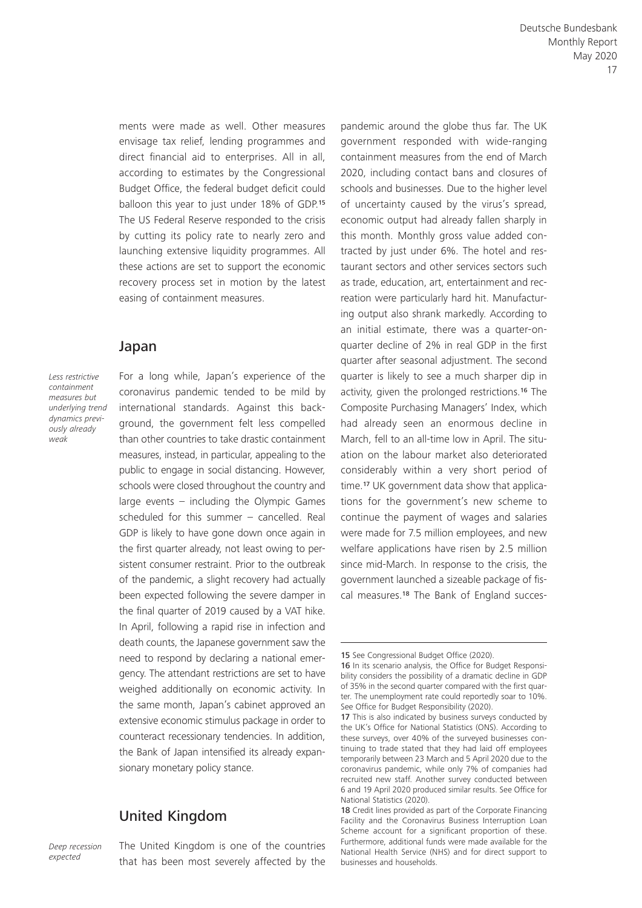ments were made as well. Other measures envisage tax relief, lending programmes and direct financial aid to enterprises. All in all, according to estimates by the Congressional Budget Office, the federal budget deficit could balloon this year to just under 18% of GDP.[15] The US Federal Reserve responded to the crisis by cutting its policy rate to nearly zero and launching extensive liquidity programmes. All these actions are set to support the economic recovery process set in motion by the latest easing of containment measures.

## Japan

*Less restrictive containment measures but underlying trend dynamics previously already weak*

For a long while, Japan's experience of the coronavirus pandemic tended to be mild by international standards. Against this background, the government felt less compelled than other countries to take drastic containment measures, instead, in particular, appealing to the public to engage in social distancing. However, schools were closed throughout the country and large events – including the Olympic Games scheduled for this summer – cancelled. Real GDP is likely to have gone down once again in the first quarter already, not least owing to persistent consumer restraint. Prior to the outbreak of the pandemic, a slight recovery had actually been expected following the severe damper in the final quarter of 2019 caused by a VAT hike. In April, following a rapid rise in infection and death counts, the Japanese government saw the need to respond by declaring a national emergency. The attendant restrictions are set to have weighed additionally on economic activity. In the same month, Japan's cabinet approved an extensive economic stimulus package in order to counteract recessionary tendencies. In addition, the Bank of Japan intensified its already expansionary monetary policy stance.

## United Kingdom

*Deep recession expected*

The United Kingdom is one of the countries that has been most severely affected by the pandemic around the globe thus far. The UK government responded with wide-ranging containment measures from the end of March 2020, including contact bans and closures of schools and businesses. Due to the higher level of uncertainty caused by the virus's spread, economic output had already fallen sharply in this month. Monthly gross value added contracted by just under 6%. The hotel and restaurant sectors and other services sectors such as trade, education, art, entertainment and recreation were particularly hard hit. Manufacturing output also shrank markedly. According to an initial estimate, there was a quarter-on-quarter decline of 2% in real GDP in the first quarter after seasonal adjustment. The second quarter is likely to see a much sharper dip in activity, given the prolonged restrictions.[16] The Composite Purchasing Managers' Index, which had already seen an enormous decline in March, fell to an all-time low in April. The situation on the labour market also deteriorated considerably within a very short period of time.[17] UK government data show that applications for the government's new scheme to continue the payment of wages and salaries were made for 7.5 million employees, and new welfare applications have risen by 2.5 million since mid-March. In response to the crisis, the government launched a sizeable package of fiscal measures.[18] The Bank of England succes-

---

15 See Congressional Budget Office (2020).

16 In its scenario analysis, the Office for Budget Responsibility considers the possibility of a dramatic decline in GDP of 35% in the second quarter compared with the first quarter. The unemployment rate could reportedly soar to 10%. See Office for Budget Responsibility (2020).

17 This is also indicated by business surveys conducted by the UK's Office for National Statistics (ONS). According to these surveys, over 40% of the surveyed businesses continuing to trade stated that they had laid off employees temporarily between 23 March and 5 April 2020 due to the coronavirus pandemic, while only 7% of companies had recruited new staff. Another survey conducted between 6 and 19 April 2020 produced similar results. See Office for National Statistics (2020).

18 Credit lines provided as part of the Corporate Financing Facility and the Coronavirus Business Interruption Loan Scheme account for a significant proportion of these. Furthermore, additional funds were made available for the National Health Service (NHS) and for direct support to businesses and households.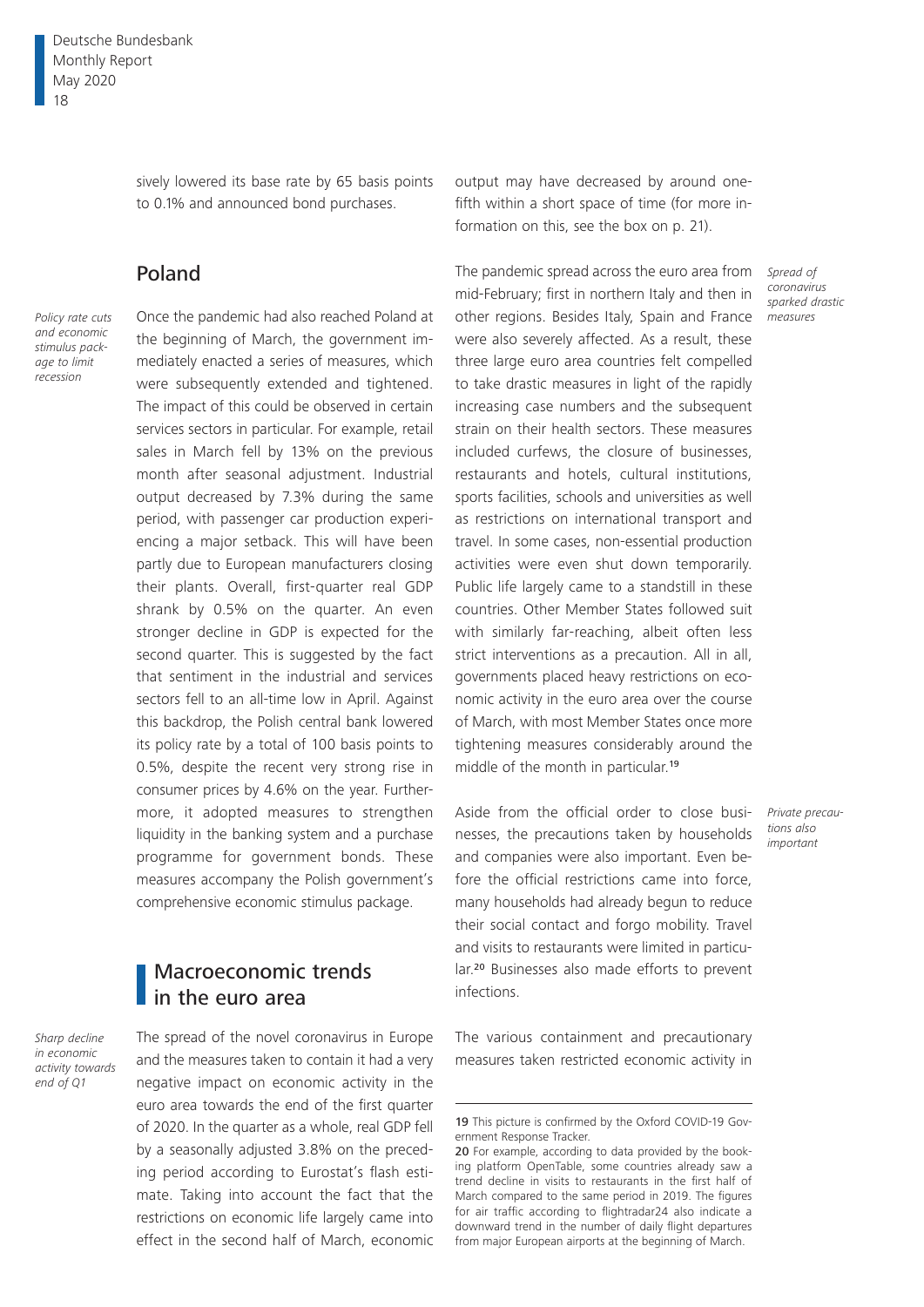sively lowered its base rate by 65 basis points to 0.1% and announced bond purchases.

## Poland

*Policy rate cuts and economic stimulus package to limit recession*

Once the pandemic had also reached Poland at the beginning of March, the government immediately enacted a series of measures, which were subsequently extended and tightened. The impact of this could be observed in certain services sectors in particular. For example, retail sales in March fell by 13% on the previous month after seasonal adjustment. Industrial output decreased by 7.3% during the same period, with passenger car production experiencing a major setback. This will have been partly due to European manufacturers closing their plants. Overall, first-quarter real GDP shrank by 0.5% on the quarter. An even stronger decline in GDP is expected for the second quarter. This is suggested by the fact that sentiment in the industrial and services sectors fell to an all-time low in April. Against this backdrop, the Polish central bank lowered its policy rate by a total of 100 basis points to 0.5%, despite the recent very strong rise in consumer prices by 4.6% on the year. Furthermore, it adopted measures to strengthen liquidity in the banking system and a purchase programme for government bonds. These measures accompany the Polish government's comprehensive economic stimulus package.

# Macroeconomic trends in the euro area

*Sharp decline in economic activity towards end of Q1*

The spread of the novel coronavirus in Europe and the measures taken to contain it had a very negative impact on economic activity in the euro area towards the end of the first quarter of 2020. In the quarter as a whole, real GDP fell by a seasonally adjusted 3.8% on the preceding period according to Eurostat's flash estimate. Taking into account the fact that the restrictions on economic life largely came into effect in the second half of March, economic output may have decreased by around one-fifth within a short space of time (for more information on this, see the box on p. 21).

*Spread of coronavirus sparked drastic measures*

The pandemic spread across the euro area from mid-February; first in northern Italy and then in other regions. Besides Italy, Spain and France were also severely affected. As a result, these three large euro area countries felt compelled to take drastic measures in light of the rapidly increasing case numbers and the subsequent strain on their health sectors. These measures included curfews, the closure of businesses, restaurants and hotels, cultural institutions, sports facilities, schools and universities as well as restrictions on international transport and travel. In some cases, non-essential production activities were even shut down temporarily. Public life largely came to a standstill in these countries. Other Member States followed suit with similarly far-reaching, albeit often less strict interventions as a precaution. All in all, governments placed heavy restrictions on economic activity in the euro area over the course of March, with most Member States once more tightening measures considerably around the middle of the month in particular.[19]

*Private precautions also important*

Aside from the official order to close businesses, the precautions taken by households and companies were also important. Even before the official restrictions came into force, many households had already begun to reduce their social contact and forgo mobility. Travel and visits to restaurants were limited in particular.[20] Businesses also made efforts to prevent infections.

The various containment and precautionary measures taken restricted economic activity in

---

19 This picture is confirmed by the Oxford COVID-19 Government Response Tracker.

20 For example, according to data provided by the booking platform OpenTable, some countries already saw a trend decline in visits to restaurants in the first half of March compared to the same period in 2019. The figures for air traffic according to flightradar24 also indicate a downward trend in the number of daily flight departures from major European airports at the beginning of March.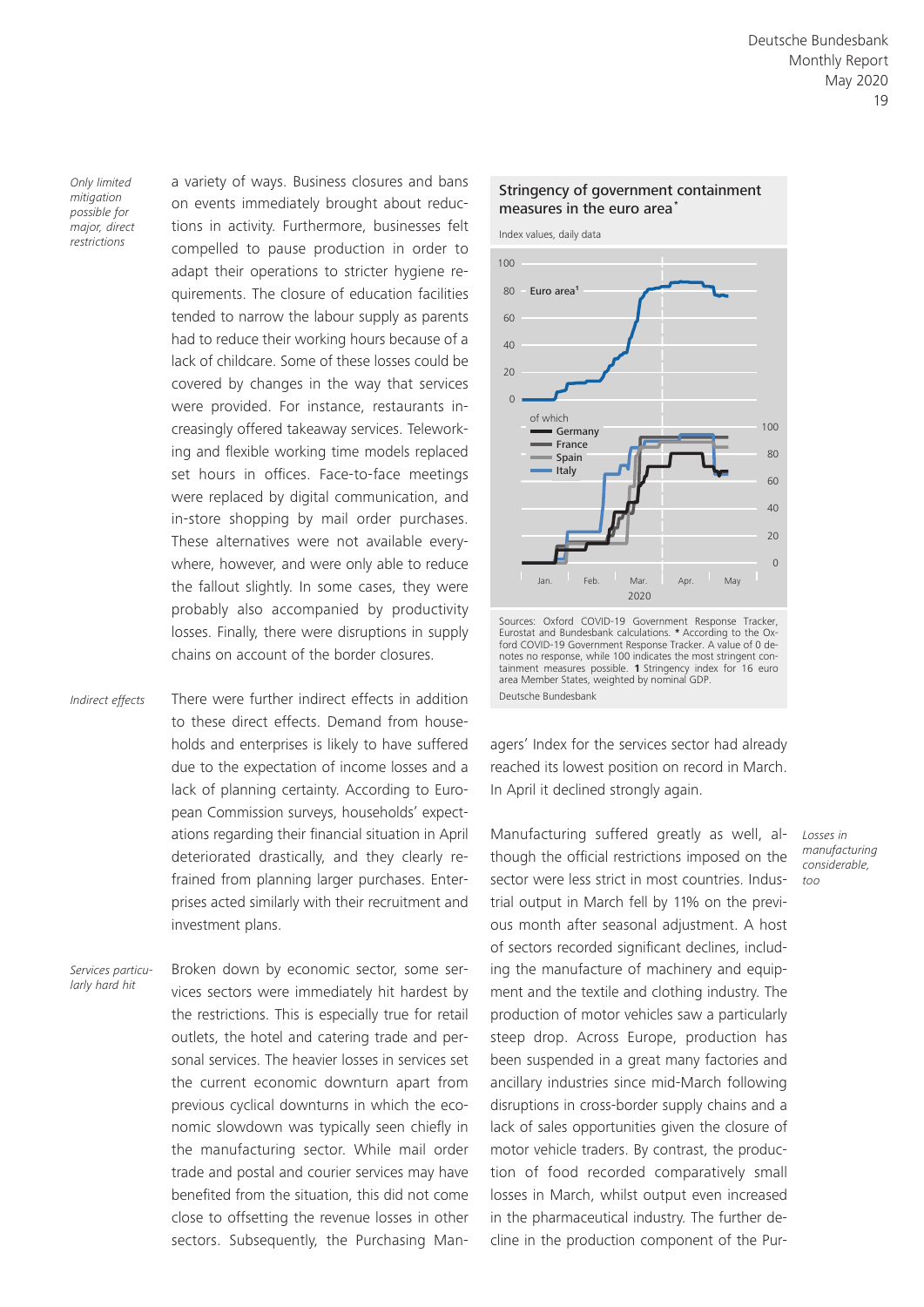*Only limited mitigation possible for major, direct restrictions*

a variety of ways. Business closures and bans on events immediately brought about reductions in activity. Furthermore, businesses felt compelled to pause production in order to adapt their operations to stricter hygiene requirements. The closure of education facilities tended to narrow the labour supply as parents had to reduce their working hours because of a lack of childcare. Some of these losses could be covered by changes in the way that services were provided. For instance, restaurants increasingly offered takeaway services. Teleworking and flexible working time models replaced set hours in offices. Face-to-face meetings were replaced by digital communication, and in-store shopping by mail order purchases. These alternatives were not available everywhere, however, and were only able to reduce the fallout slightly. In some cases, they were probably also accompanied by productivity losses. Finally, there were disruptions in supply chains on account of the border closures.

*Indirect effects*

There were further indirect effects in addition to these direct effects. Demand from households and enterprises is likely to have suffered due to the expectation of income losses and a lack of planning certainty. According to European Commission surveys, households' expectations regarding their financial situation in April deteriorated drastically, and they clearly refrained from planning larger purchases. Enterprises acted similarly with their recruitment and investment plans.

*Services particularly hard hit*

Broken down by economic sector, some services sectors were immediately hit hardest by the restrictions. This is especially true for retail outlets, the hotel and catering trade and personal services. The heavier losses in services set the current economic downturn apart from previous cyclical downturns in which the economic slowdown was typically seen chiefly in the manufacturing sector. While mail order trade and postal and courier services may have benefited from the situation, this did not come close to offsetting the revenue losses in other sectors. Subsequently, the Purchasing Managers' Index for the services sector had already reached its lowest position on record in March. In April it declined strongly again.

**Stringency of government containment measures in the euro area***

Index values, daily data

Sources: Oxford COVID-19 Government Response Tracker, Eurostat and Bundesbank calculations. * According to the Oxford COVID-19 Government Response Tracker. A value of 0 denotes no response, while 100 indicates the most stringent containment measures possible. 1 Stringency index for 16 euro area Member States, weighted by nominal GDP.

Deutsche Bundesbank

*Losses in manufacturing considerable, too*

Manufacturing suffered greatly as well, although the official restrictions imposed on the sector were less strict in most countries. Industrial output in March fell by 11% on the previous month after seasonal adjustment. A host of sectors recorded significant declines, including the manufacture of machinery and equipment and the textile and clothing industry. The production of motor vehicles saw a particularly steep drop. Across Europe, production has been suspended in a great many factories and ancillary industries since mid-March following disruptions in cross-border supply chains and a lack of sales opportunities given the closure of motor vehicle traders. By contrast, the production of food recorded comparatively small losses in March, whilst output even increased in the pharmaceutical industry. The further decline in the production component of the Pur-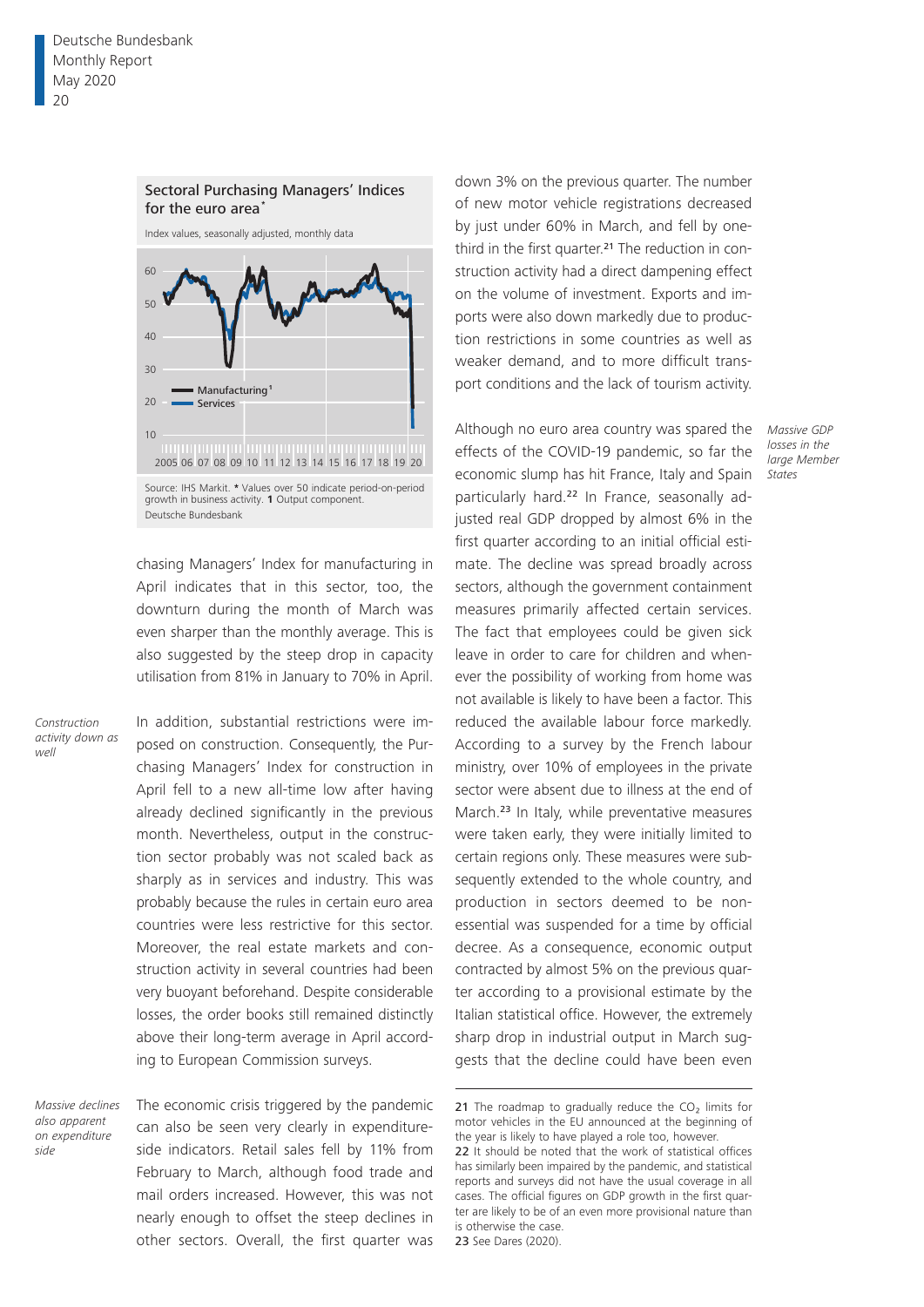**Sectoral Purchasing Managers' Indices for the euro area***

Index values, seasonally adjusted, monthly data

Source: IHS Markit. * Values over 50 indicate period-on-period growth in business activity. 1 Output component.
Deutsche Bundesbank

chasing Managers' Index for manufacturing in April indicates that in this sector, too, the downturn during the month of March was even sharper than the monthly average. This is also suggested by the steep drop in capacity utilisation from 81% in January to 70% in April.

*Construction activity down as well*

In addition, substantial restrictions were imposed on construction. Consequently, the Purchasing Managers' Index for construction in April fell to a new all-time low after having already declined significantly in the previous month. Nevertheless, output in the construction sector probably was not scaled back as sharply as in services and industry. This was probably because the rules in certain euro area countries were less restrictive for this sector. Moreover, the real estate markets and construction activity in several countries had been very buoyant beforehand. Despite considerable losses, the order books still remained distinctly above their long-term average in April according to European Commission surveys.

*Massive declines also apparent on expenditure side*

The economic crisis triggered by the pandemic can also be seen very clearly in expenditure-side indicators. Retail sales fell by 11% from February to March, although food trade and mail orders increased. However, this was not nearly enough to offset the steep declines in other sectors. Overall, the first quarter was down 3% on the previous quarter. The number of new motor vehicle registrations decreased by just under 60% in March, and fell by one-third in the first quarter.[21] The reduction in construction activity had a direct dampening effect on the volume of investment. Exports and imports were also down markedly due to production restrictions in some countries as well as weaker demand, and to more difficult transport conditions and the lack of tourism activity.

*Massive GDP losses in the large Member States*

Although no euro area country was spared the effects of the COVID-19 pandemic, so far the economic slump has hit France, Italy and Spain particularly hard.[22] In France, seasonally adjusted real GDP dropped by almost 6% in the first quarter according to an initial official estimate. The decline was spread broadly across sectors, although the government containment measures primarily affected certain services. The fact that employees could be given sick leave in order to care for children and whenever the possibility of working from home was not available is likely to have been a factor. This reduced the available labour force markedly. According to a survey by the French labour ministry, over 10% of employees in the private sector were absent due to illness at the end of March.[23] In Italy, while preventative measures were taken early, they were initially limited to certain regions only. These measures were subsequently extended to the whole country, and production in sectors deemed to be non-essential was suspended for a time by official decree. As a consequence, economic output contracted by almost 5% on the previous quarter according to a provisional estimate by the Italian statistical office. However, the extremely sharp drop in industrial output in March suggests that the decline could have been even

---

21 The roadmap to gradually reduce the $CO_2$ limits for motor vehicles in the EU announced at the beginning of the year is likely to have played a role too, however.
22 It should be noted that the work of statistical offices has similarly been impaired by the pandemic, and statistical reports and surveys did not have the usual coverage in all cases. The official figures on GDP growth in the first quarter are likely to be of an even more provisional nature than is otherwise the case.
23 See Dares (2020).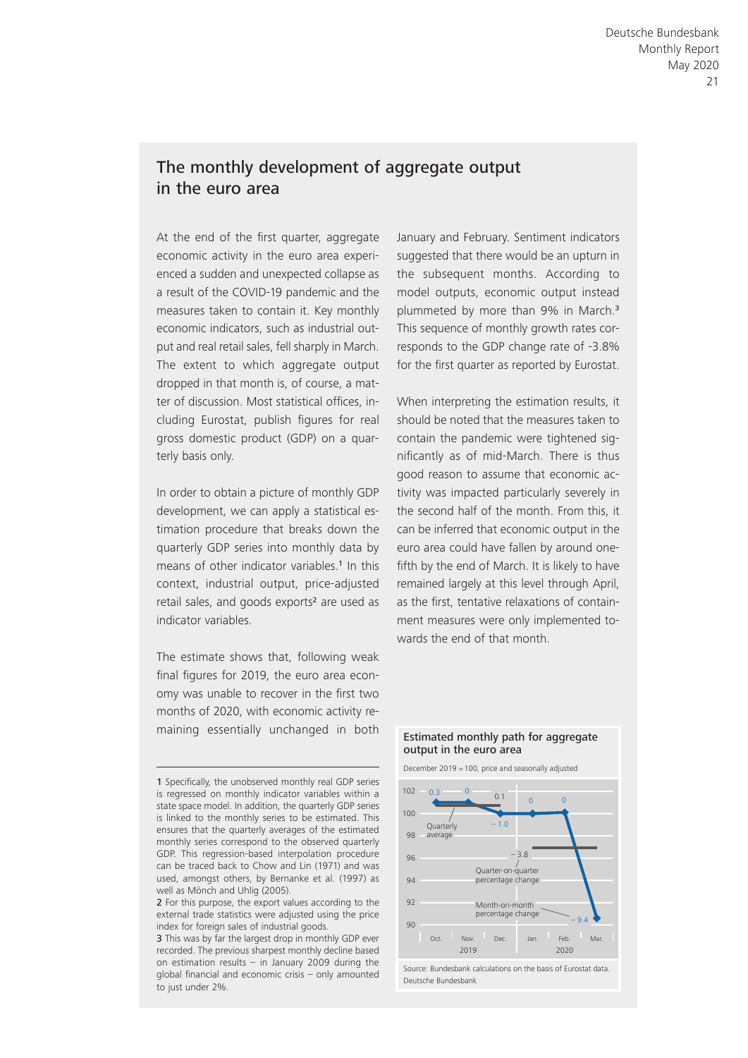## The monthly development of aggregate output in the euro area

At the end of the first quarter, aggregate economic activity in the euro area experienced a sudden and unexpected collapse as a result of the COVID-19 pandemic and the measures taken to contain it. Key monthly economic indicators, such as industrial output and real retail sales, fell sharply in March. The extent to which aggregate output dropped in that month is, of course, a matter of discussion. Most statistical offices, including Eurostat, publish figures for real gross domestic product (GDP) on a quarterly basis only.

In order to obtain a picture of monthly GDP development, we can apply a statistical estimation procedure that breaks down the quarterly GDP series into monthly data by means of other indicator variables.[1] In this context, industrial output, price-adjusted retail sales, and goods exports[2] are used as indicator variables.

The estimate shows that, following weak final figures for 2019, the euro area economy was unable to recover in the first two months of 2020, with economic activity remaining essentially unchanged in both January and February. Sentiment indicators suggested that there would be an upturn in the subsequent months. According to model outputs, economic output instead plummeted by more than 9% in March.[3] This sequence of monthly growth rates corresponds to the GDP change rate of -3.8% for the first quarter as reported by Eurostat.

When interpreting the estimation results, it should be noted that the measures taken to contain the pandemic were tightened significantly as of mid-March. There is thus good reason to assume that economic activity was impacted particularly severely in the second half of the month. From this, it can be inferred that economic output in the euro area could have fallen by around one-fifth by the end of March. It is likely to have remained largely at this level through April, as the first, tentative relaxations of containment measures were only implemented towards the end of that month.

**Estimated monthly path for aggregate output in the euro area**

December 2019 = 100, price and seasonally adjusted

| Month | Month-on-month percentage change |
| --- | --- |
| Oct. 2019 | 0.3 |
| Nov. 2019 | 0 |
| Dec. 2019 | −1.0 |
| Jan. 2020 | 0 |
| Feb. 2020 | 0 |
| Mar. 2020 | −9.4 |

Quarter-on-quarter percentage change: 0.1 (Q4 2019), −3.8 (Q1 2020)

Source: Bundesbank calculations on the basis of Eurostat data.
Deutsche Bundesbank

---

1 Specifically, the unobserved monthly real GDP series is regressed on monthly indicator variables within a state space model. In addition, the quarterly GDP series is linked to the monthly series to be estimated. This ensures that the quarterly averages of the estimated monthly series correspond to the observed quarterly GDP. This regression-based interpolation procedure can be traced back to Chow and Lin (1971) and was used, amongst others, by Bernanke et al. (1997) as well as Mönch and Uhlig (2005).

2 For this purpose, the export values according to the external trade statistics were adjusted using the price index for foreign sales of industrial goods.

3 This was by far the largest drop in monthly GDP ever recorded. The previous sharpest monthly decline based on estimation results – in January 2009 during the global financial and economic crisis – only amounted to just under 2%.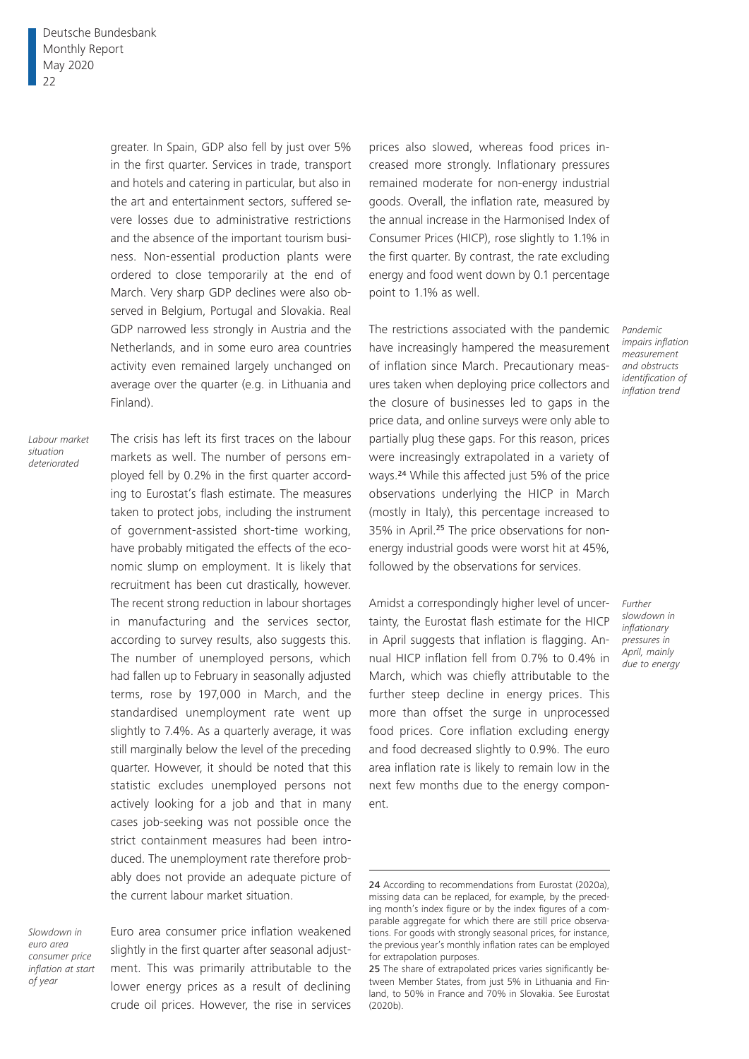greater. In Spain, GDP also fell by just over 5% in the first quarter. Services in trade, transport and hotels and catering in particular, but also in the art and entertainment sectors, suffered severe losses due to administrative restrictions and the absence of the important tourism business. Non-essential production plants were ordered to close temporarily at the end of March. Very sharp GDP declines were also observed in Belgium, Portugal and Slovakia. Real GDP narrowed less strongly in Austria and the Netherlands, and in some euro area countries activity even remained largely unchanged on average over the quarter (e.g. in Lithuania and Finland).

*Labour market situation deteriorated*

The crisis has left its first traces on the labour markets as well. The number of persons employed fell by 0.2% in the first quarter according to Eurostat's flash estimate. The measures taken to protect jobs, including the instrument of government-assisted short-time working, have probably mitigated the effects of the economic slump on employment. It is likely that recruitment has been cut drastically, however. The recent strong reduction in labour shortages in manufacturing and the services sector, according to survey results, also suggests this. The number of unemployed persons, which had fallen up to February in seasonally adjusted terms, rose by 197,000 in March, and the standardised unemployment rate went up slightly to 7.4%. As a quarterly average, it was still marginally below the level of the preceding quarter. However, it should be noted that this statistic excludes unemployed persons not actively looking for a job and that in many cases job-seeking was not possible once the strict containment measures had been introduced. The unemployment rate therefore probably does not provide an adequate picture of the current labour market situation.

*Slowdown in euro area consumer price inflation at start of year*

Euro area consumer price inflation weakened slightly in the first quarter after seasonal adjustment. This was primarily attributable to the lower energy prices as a result of declining crude oil prices. However, the rise in services prices also slowed, whereas food prices increased more strongly. Inflationary pressures remained moderate for non-energy industrial goods. Overall, the inflation rate, measured by the annual increase in the Harmonised Index of Consumer Prices (HICP), rose slightly to 1.1% in the first quarter. By contrast, the rate excluding energy and food went down by 0.1 percentage point to 1.1% as well.

*Pandemic impairs inflation measurement and obstructs identification of inflation trend*

The restrictions associated with the pandemic have increasingly hampered the measurement of inflation since March. Precautionary measures taken when deploying price collectors and the closure of businesses led to gaps in the price data, and online surveys were only able to partially plug these gaps. For this reason, prices were increasingly extrapolated in a variety of ways.[24] While this affected just 5% of the price observations underlying the HICP in March (mostly in Italy), this percentage increased to 35% in April.[25] The price observations for non-energy industrial goods were worst hit at 45%, followed by the observations for services.

*Further slowdown in inflationary pressures in April, mainly due to energy*

Amidst a correspondingly higher level of uncertainty, the Eurostat flash estimate for the HICP in April suggests that inflation is flagging. Annual HICP inflation fell from 0.7% to 0.4% in March, which was chiefly attributable to the further steep decline in energy prices. This more than offset the surge in unprocessed food prices. Core inflation excluding energy and food decreased slightly to 0.9%. The euro area inflation rate is likely to remain low in the next few months due to the energy component.

---

24 According to recommendations from Eurostat (2020a), missing data can be replaced, for example, by the preceding month's index figure or by the index figures of a comparable aggregate for which there are still price observations. For goods with strongly seasonal prices, for instance, the previous year's monthly inflation rates can be employed for extrapolation purposes.

25 The share of extrapolated prices varies significantly between Member States, from just 5% in Lithuania and Finland, to 50% in France and 70% in Slovakia. See Eurostat (2020b).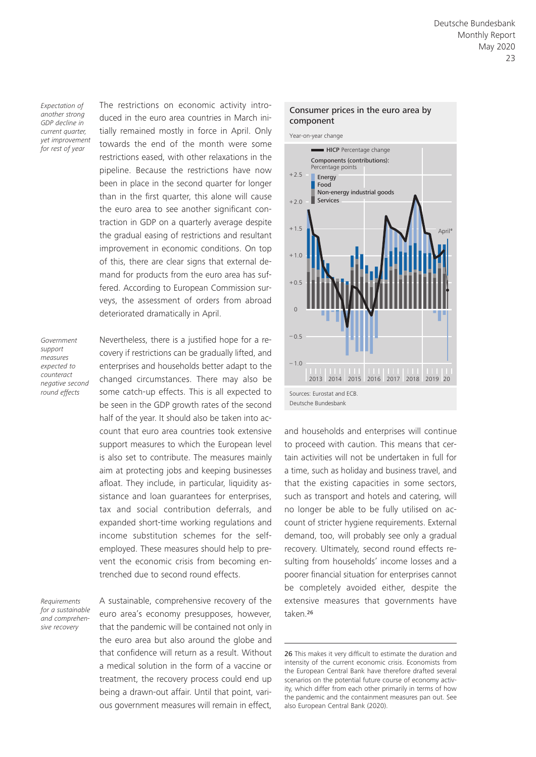*Expectation of another strong GDP decline in current quarter, yet improvement for rest of year*

The restrictions on economic activity introduced in the euro area countries in March initially remained mostly in force in April. Only towards the end of the month were some restrictions eased, with other relaxations in the pipeline. Because the restrictions have now been in place in the second quarter for longer than in the first quarter, this alone will cause the euro area to see another significant contraction in GDP on a quarterly average despite the gradual easing of restrictions and resultant improvement in economic conditions. On top of this, there are clear signs that external demand for products from the euro area has suffered. According to European Commission surveys, the assessment of orders from abroad deteriorated dramatically in April.

*Government support measures expected to counteract negative second round effects*

Nevertheless, there is a justified hope for a recovery if restrictions can be gradually lifted, and enterprises and households better adapt to the changed circumstances. There may also be some catch-up effects. This is all expected to be seen in the GDP growth rates of the second half of the year. It should also be taken into account that euro area countries took extensive support measures to which the European level is also set to contribute. The measures mainly aim at protecting jobs and keeping businesses afloat. They include, in particular, liquidity assistance and loan guarantees for enterprises, tax and social contribution deferrals, and expanded short-time working regulations and income substitution schemes for the self-employed. These measures should help to prevent the economic crisis from becoming entrenched due to second round effects.

*Requirements for a sustainable and comprehensive recovery*

A sustainable, comprehensive recovery of the euro area's economy presupposes, however, that the pandemic will be contained not only in the euro area but also around the globe and that confidence will return as a result. Without a medical solution in the form of a vaccine or treatment, the recovery process could end up being a drawn-out affair. Until that point, various government measures will remain in effect, and households and enterprises will continue to proceed with caution. This means that certain activities will not be undertaken in full for a time, such as holiday and business travel, and that the existing capacities in some sectors, such as transport and hotels and catering, will no longer be able to be fully utilised on account of stricter hygiene requirements. External demand, too, will probably see only a gradual recovery. Ultimately, second round effects resulting from households' income losses and a poorer financial situation for enterprises cannot be completely avoided either, despite the extensive measures that governments have taken.[26]

**Consumer prices in the euro area by component**

Year-on-year change

Sources: Eurostat and ECB.
Deutsche Bundesbank

[26] This makes it very difficult to estimate the duration and intensity of the current economic crisis. Economists from the European Central Bank have therefore drafted several scenarios on the potential future course of economy activity, which differ from each other primarily in terms of how the pandemic and the containment measures pan out. See also European Central Bank (2020).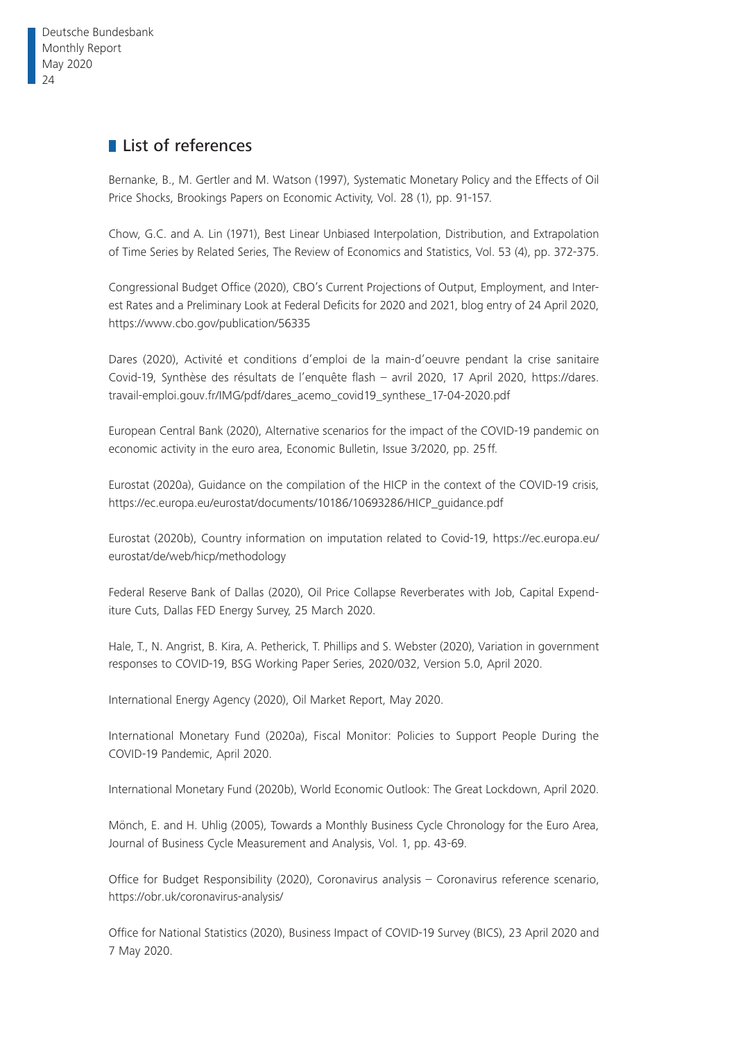## List of references

Bernanke, B., M. Gertler and M. Watson (1997), Systematic Monetary Policy and the Effects of Oil Price Shocks, Brookings Papers on Economic Activity, Vol. 28 (1), pp. 91-157.

Chow, G.C. and A. Lin (1971), Best Linear Unbiased Interpolation, Distribution, and Extrapolation of Time Series by Related Series, The Review of Economics and Statistics, Vol. 53 (4), pp. 372-375.

Congressional Budget Office (2020), CBO's Current Projections of Output, Employment, and Interest Rates and a Preliminary Look at Federal Deficits for 2020 and 2021, blog entry of 24 April 2020, https://www.cbo.gov/publication/56335

Dares (2020), Activité et conditions d'emploi de la main-d'oeuvre pendant la crise sanitaire Covid-19, Synthèse des résultats de l'enquête flash – avril 2020, 17 April 2020, https://dares.travail-emploi.gouv.fr/IMG/pdf/dares_acemo_covid19_synthese_17-04-2020.pdf

European Central Bank (2020), Alternative scenarios for the impact of the COVID-19 pandemic on economic activity in the euro area, Economic Bulletin, Issue 3/2020, pp. 25 ff.

Eurostat (2020a), Guidance on the compilation of the HICP in the context of the COVID-19 crisis, https://ec.europa.eu/eurostat/documents/10186/10693286/HICP_guidance.pdf

Eurostat (2020b), Country information on imputation related to Covid-19, https://ec.europa.eu/eurostat/de/web/hicp/methodology

Federal Reserve Bank of Dallas (2020), Oil Price Collapse Reverberates with Job, Capital Expenditure Cuts, Dallas FED Energy Survey, 25 March 2020.

Hale, T., N. Angrist, B. Kira, A. Petherick, T. Phillips and S. Webster (2020), Variation in government responses to COVID-19, BSG Working Paper Series, 2020/032, Version 5.0, April 2020.

International Energy Agency (2020), Oil Market Report, May 2020.

International Monetary Fund (2020a), Fiscal Monitor: Policies to Support People During the COVID-19 Pandemic, April 2020.

International Monetary Fund (2020b), World Economic Outlook: The Great Lockdown, April 2020.

Mönch, E. and H. Uhlig (2005), Towards a Monthly Business Cycle Chronology for the Euro Area, Journal of Business Cycle Measurement and Analysis, Vol. 1, pp. 43-69.

Office for Budget Responsibility (2020), Coronavirus analysis – Coronavirus reference scenario, https://obr.uk/coronavirus-analysis/

Office for National Statistics (2020), Business Impact of COVID-19 Survey (BICS), 23 April 2020 and 7 May 2020.